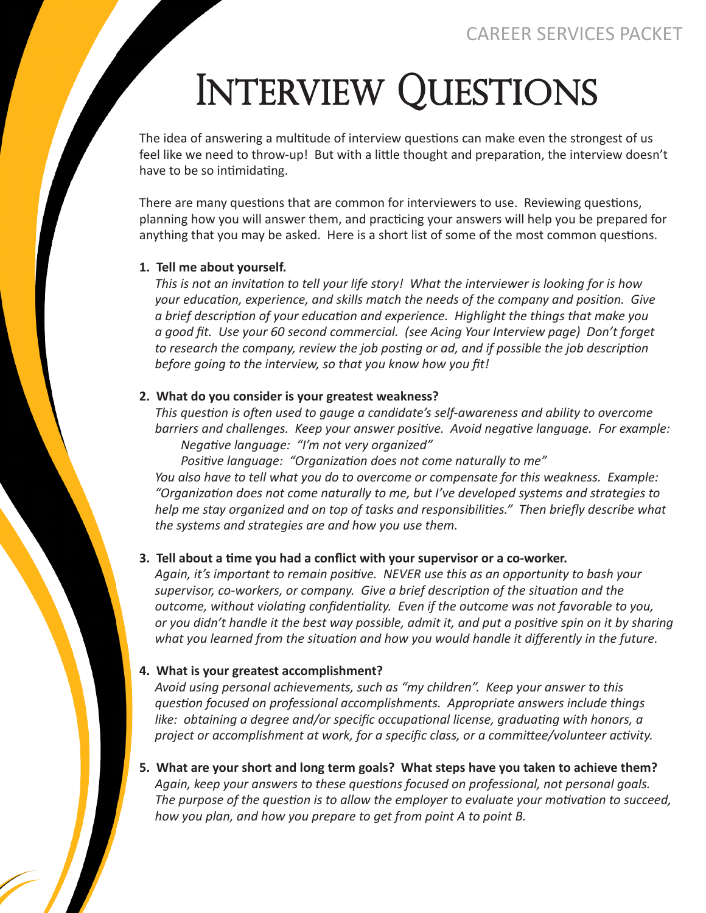# Interview Questions

The idea of answering a multitude of interview questions can make even the strongest of us feel like we need to throw-up! But with a little thought and preparation, the interview doesn't have to be so intimidating.

There are many questions that are common for interviewers to use. Reviewing questions, planning how you will answer them, and practicing your answers will help you be prepared for anything that you may be asked. Here is a short list of some of the most common questions.

1. **Tell me about yourself.**
   *This is not an invitation to tell your life story! What the interviewer is looking for is how your education, experience, and skills match the needs of the company and position. Give a brief description of your education and experience. Highlight the things that make you a good fit. Use your 60 second commercial. (see Acing Your Interview page) Don't forget to research the company, review the job posting or ad, and if possible the job description before going to the interview, so that you know how you fit!*

2. **What do you consider is your greatest weakness?**
   *This question is often used to gauge a candidate's self-awareness and ability to overcome barriers and challenges. Keep your answer positive. Avoid negative language. For example:*
   *Negative language: "I'm not very organized"*
   *Positive language: "Organization does not come naturally to me"*
   *You also have to tell what you do to overcome or compensate for this weakness. Example: "Organization does not come naturally to me, but I've developed systems and strategies to help me stay organized and on top of tasks and responsibilities." Then briefly describe what the systems and strategies are and how you use them.*

3. **Tell about a time you had a conflict with your supervisor or a co-worker.**
   *Again, it's important to remain positive. NEVER use this as an opportunity to bash your supervisor, co-workers, or company. Give a brief description of the situation and the outcome, without violating confidentiality. Even if the outcome was not favorable to you, or you didn't handle it the best way possible, admit it, and put a positive spin on it by sharing what you learned from the situation and how you would handle it differently in the future.*

4. **What is your greatest accomplishment?**
   *Avoid using personal achievements, such as "my children". Keep your answer to this question focused on professional accomplishments. Appropriate answers include things like: obtaining a degree and/or specific occupational license, graduating with honors, a project or accomplishment at work, for a specific class, or a committee/volunteer activity.*

5. **What are your short and long term goals? What steps have you taken to achieve them?**
   *Again, keep your answers to these questions focused on professional, not personal goals. The purpose of the question is to allow the employer to evaluate your motivation to succeed, how you plan, and how you prepare to get from point A to point B.*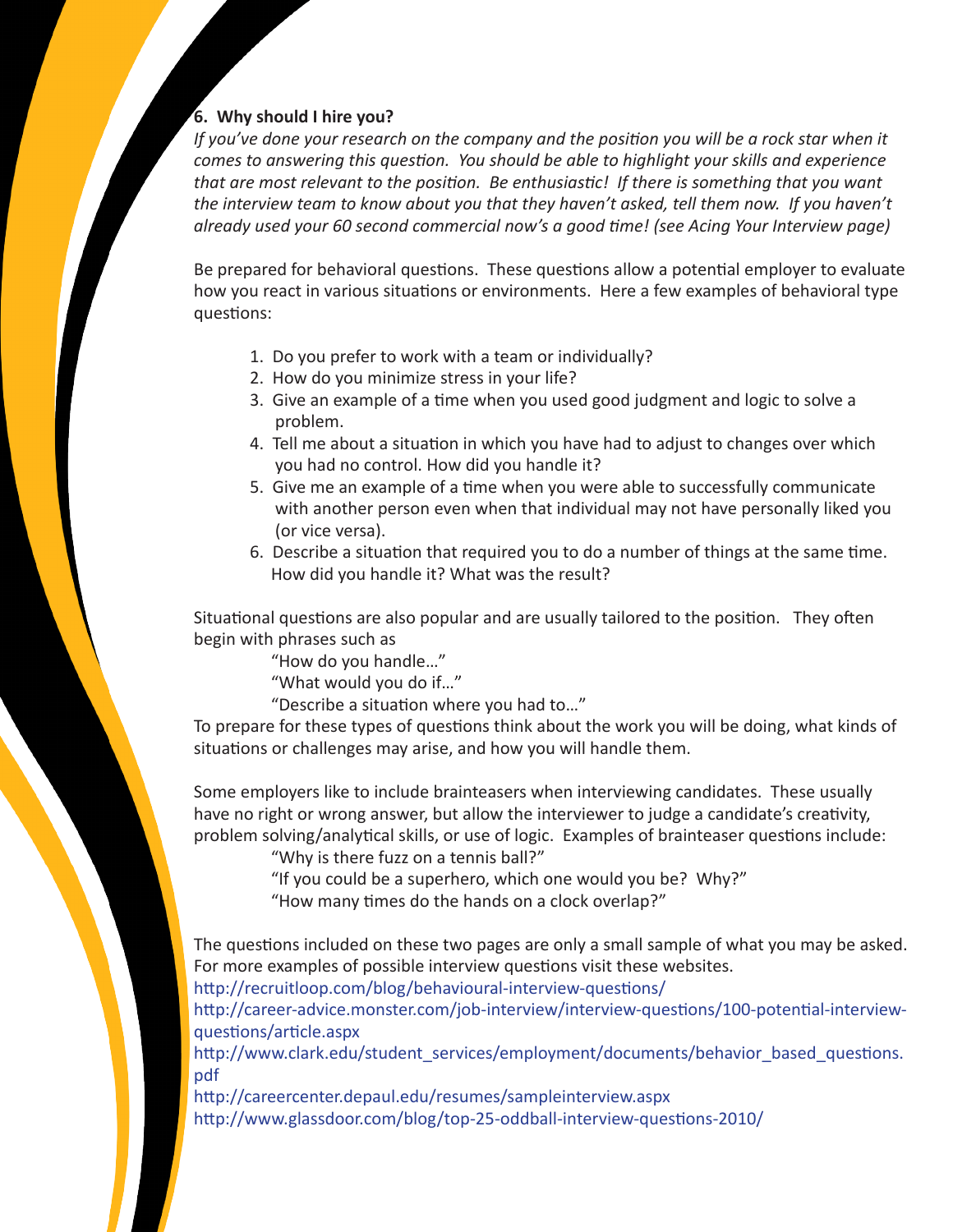**6. Why should I hire you?**

*If you've done your research on the company and the position you will be a rock star when it comes to answering this question. You should be able to highlight your skills and experience that are most relevant to the position. Be enthusiastic! If there is something that you want the interview team to know about you that they haven't asked, tell them now. If you haven't already used your 60 second commercial now's a good time! (see Acing Your Interview page)*

Be prepared for behavioral questions. These questions allow a potential employer to evaluate how you react in various situations or environments. Here a few examples of behavioral type questions:

1. Do you prefer to work with a team or individually?
2. How do you minimize stress in your life?
3. Give an example of a time when you used good judgment and logic to solve a problem.
4. Tell me about a situation in which you have had to adjust to changes over which you had no control. How did you handle it?
5. Give me an example of a time when you were able to successfully communicate with another person even when that individual may not have personally liked you (or vice versa).
6. Describe a situation that required you to do a number of things at the same time. How did you handle it? What was the result?

Situational questions are also popular and are usually tailored to the position. They often begin with phrases such as

"How do you handle…"

"What would you do if…"

"Describe a situation where you had to…"

To prepare for these types of questions think about the work you will be doing, what kinds of situations or challenges may arise, and how you will handle them.

Some employers like to include brainteasers when interviewing candidates. These usually have no right or wrong answer, but allow the interviewer to judge a candidate's creativity, problem solving/analytical skills, or use of logic. Examples of brainteaser questions include:

"Why is there fuzz on a tennis ball?"

"If you could be a superhero, which one would you be? Why?"

"How many times do the hands on a clock overlap?"

The questions included on these two pages are only a small sample of what you may be asked. For more examples of possible interview questions visit these websites.

http://recruitloop.com/blog/behavioural-interview-questions/

http://career-advice.monster.com/job-interview/interview-questions/100-potential-interview-questions/article.aspx

http://www.clark.edu/student_services/employment/documents/behavior_based_questions.pdf

http://careercenter.depaul.edu/resumes/sampleinterview.aspx

http://www.glassdoor.com/blog/top-25-oddball-interview-questions-2010/